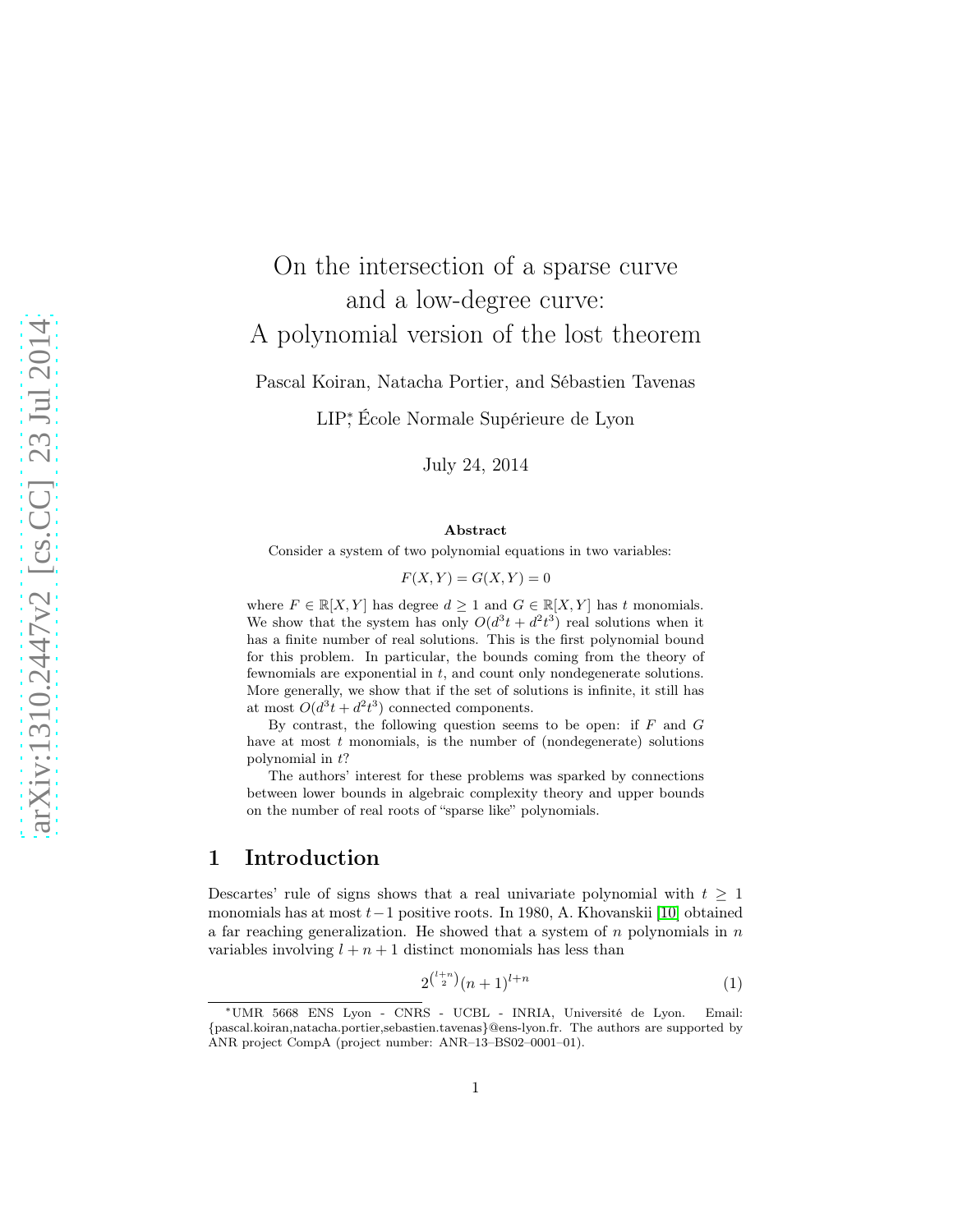# On the intersection of a sparse curve and a low-degree curve: A polynomial version of the lost theorem

Pascal Koiran, Natacha Portier, and Sébastien Tavenas

LIP*, École Normale Supérieure de Lyon

July 24, 2014

**Abstract**

Consider a system of two polynomial equations in two variables:

$$F(X, Y) = G(X, Y) = 0$$

where $F \in \mathbb{R}[X, Y]$ has degree $d \geq 1$ and $G \in \mathbb{R}[X, Y]$ has $t$ monomials. We show that the system has only $O(d^3 t + d^2 t^3)$ real solutions when it has a finite number of real solutions. This is the first polynomial bound for this problem. In particular, the bounds coming from the theory of fewnomials are exponential in $t$, and count only nondegenerate solutions. More generally, we show that if the set of solutions is infinite, it still has at most $O(d^3 t + d^2 t^3)$ connected components.

By contrast, the following question seems to be open: if $F$ and $G$ have at most $t$ monomials, is the number of (nondegenerate) solutions polynomial in $t$?

The authors' interest for these problems was sparked by connections between lower bounds in algebraic complexity theory and upper bounds on the number of real roots of "sparse like" polynomials.

## 1 Introduction

Descartes' rule of signs shows that a real univariate polynomial with $t \geq 1$ monomials has at most $t-1$ positive roots. In 1980, A. Khovanskii [10] obtained a far reaching generalization. He showed that a system of $n$ polynomials in $n$ variables involving $l + n + 1$ distinct monomials has less than

$$2^{\binom{l+n}{2}}(n+1)^{l+n} \tag{1}$$

*UMR 5668 ENS Lyon - CNRS - UCBL - INRIA, Université de Lyon. Email: {pascal.koiran,natacha.portier,sebastien.tavenas}@ens-lyon.fr. The authors are supported by ANR project CompA (project number: ANR–13–BS02–0001–01).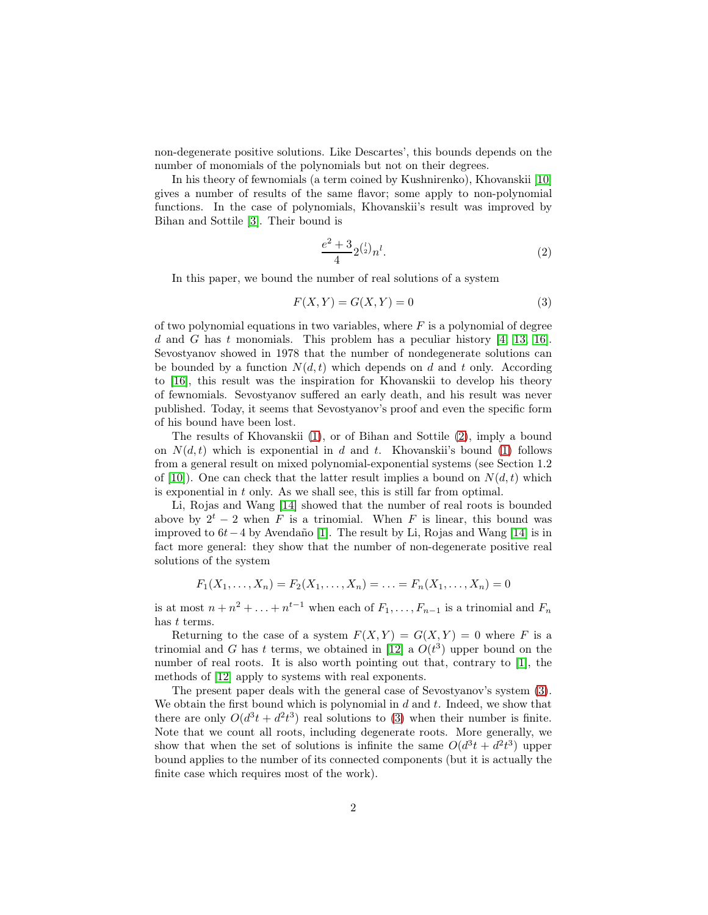non-degenerate positive solutions. Like Descartes', this bounds depends on the number of monomials of the polynomials but not on their degrees.

In his theory of fewnomials (a term coined by Kushnirenko), Khovanskii [10] gives a number of results of the same flavor; some apply to non-polynomial functions. In the case of polynomials, Khovanskii's result was improved by Bihan and Sottile [3]. Their bound is

$$\frac{e^2+3}{4}2^{\binom{l}{2}}n^l. \tag{2}$$

In this paper, we bound the number of real solutions of a system

$$F(X,Y) = G(X,Y) = 0 \tag{3}$$

of two polynomial equations in two variables, where $F$ is a polynomial of degree $d$ and $G$ has $t$ monomials. This problem has a peculiar history [4, 13, 16]. Sevostyanov showed in 1978 that the number of nondegenerate solutions can be bounded by a function $N(d,t)$ which depends on $d$ and $t$ only. According to [16], this result was the inspiration for Khovanskii to develop his theory of fewnomials. Sevostyanov suffered an early death, and his result was never published. Today, it seems that Sevostyanov's proof and even the specific form of his bound have been lost.

The results of Khovanskii (1), or of Bihan and Sottile (2), imply a bound on $N(d,t)$ which is exponential in $d$ and $t$. Khovanskii's bound (1) follows from a general result on mixed polynomial-exponential systems (see Section 1.2 of [10]). One can check that the latter result implies a bound on $N(d,t)$ which is exponential in $t$ only. As we shall see, this is still far from optimal.

Li, Rojas and Wang [14] showed that the number of real roots is bounded above by $2^t - 2$ when $F$ is a trinomial. When $F$ is linear, this bound was improved to $6t-4$ by Avendaño [1]. The result by Li, Rojas and Wang [14] is in fact more general: they show that the number of non-degenerate positive real solutions of the system

$$F_1(X_1,\ldots,X_n) = F_2(X_1,\ldots,X_n) = \ldots = F_n(X_1,\ldots,X_n) = 0$$

is at most $n + n^2 + \ldots + n^{t-1}$ when each of $F_1,\ldots,F_{n-1}$ is a trinomial and $F_n$ has $t$ terms.

Returning to the case of a system $F(X,Y) = G(X,Y) = 0$ where $F$ is a trinomial and $G$ has $t$ terms, we obtained in [12] a $O(t^3)$ upper bound on the number of real roots. It is also worth pointing out that, contrary to [1], the methods of [12] apply to systems with real exponents.

The present paper deals with the general case of Sevostyanov's system (3). We obtain the first bound which is polynomial in $d$ and $t$. Indeed, we show that there are only $O(d^3t + d^2t^3)$ real solutions to (3) when their number is finite. Note that we count all roots, including degenerate roots. More generally, we show that when the set of solutions is infinite the same $O(d^3t + d^2t^3)$ upper bound applies to the number of its connected components (but it is actually the finite case which requires most of the work).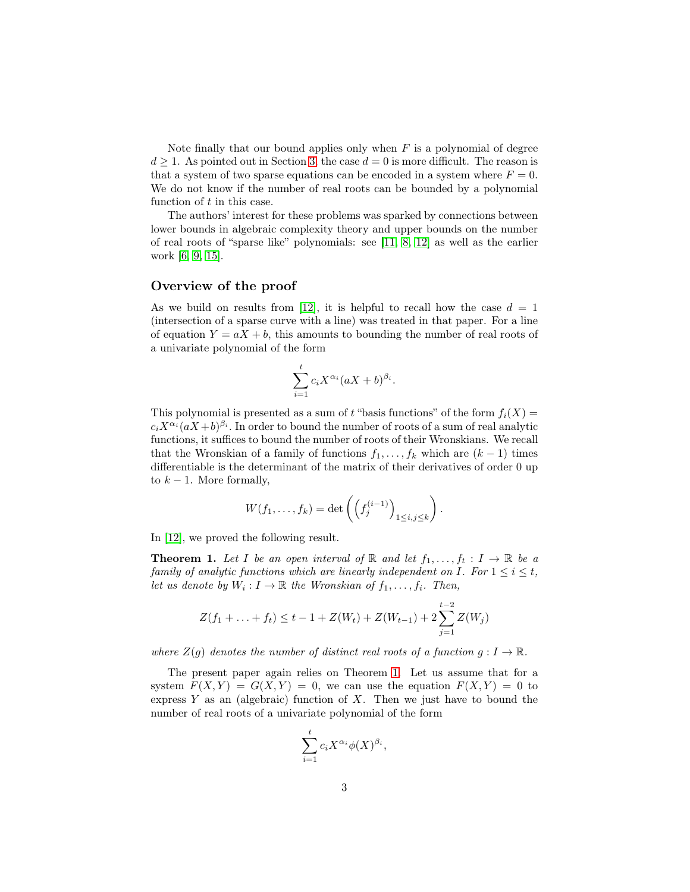Note finally that our bound applies only when $F$ is a polynomial of degree $d \geq 1$. As pointed out in Section 3, the case $d = 0$ is more difficult. The reason is that a system of two sparse equations can be encoded in a system where $F = 0$. We do not know if the number of real roots can be bounded by a polynomial function of $t$ in this case.

The authors' interest for these problems was sparked by connections between lower bounds in algebraic complexity theory and upper bounds on the number of real roots of "sparse like" polynomials: see [11, 8, 12] as well as the earlier work [6, 9, 15].

## Overview of the proof

As we build on results from [12], it is helpful to recall how the case $d = 1$ (intersection of a sparse curve with a line) was treated in that paper. For a line of equation $Y = aX + b$, this amounts to bounding the number of real roots of a univariate polynomial of the form

$$\sum_{i=1}^{t} c_i X^{\alpha_i} (aX + b)^{\beta_i}.$$

This polynomial is presented as a sum of $t$ "basis functions" of the form $f_i(X) = c_i X^{\alpha_i}(aX+b)^{\beta_i}$. In order to bound the number of roots of a sum of real analytic functions, it suffices to bound the number of roots of their Wronskians. We recall that the Wronskian of a family of functions $f_1, \ldots, f_k$ which are $(k-1)$ times differentiable is the determinant of the matrix of their derivatives of order 0 up to $k-1$. More formally,

$$W(f_1, \ldots, f_k) = \det\left( \left( f_j^{(i-1)} \right)_{1 \leq i,j \leq k} \right).$$

In [12], we proved the following result.

**Theorem 1.** *Let $I$ be an open interval of $\mathbb{R}$ and let $f_1, \ldots, f_t : I \to \mathbb{R}$ be a family of analytic functions which are linearly independent on $I$. For $1 \leq i \leq t$, let us denote by $W_i : I \to \mathbb{R}$ the Wronskian of $f_1, \ldots, f_i$. Then,*

$$Z(f_1 + \ldots + f_t) \leq t - 1 + Z(W_t) + Z(W_{t-1}) + 2\sum_{j=1}^{t-2} Z(W_j)$$

*where $Z(g)$ denotes the number of distinct real roots of a function $g : I \to \mathbb{R}$.*

The present paper again relies on Theorem 1. Let us assume that for a system $F(X,Y) = G(X,Y) = 0$, we can use the equation $F(X,Y) = 0$ to express $Y$ as an (algebraic) function of $X$. Then we just have to bound the number of real roots of a univariate polynomial of the form

$$\sum_{i=1}^{t} c_i X^{\alpha_i} \phi(X)^{\beta_i},$$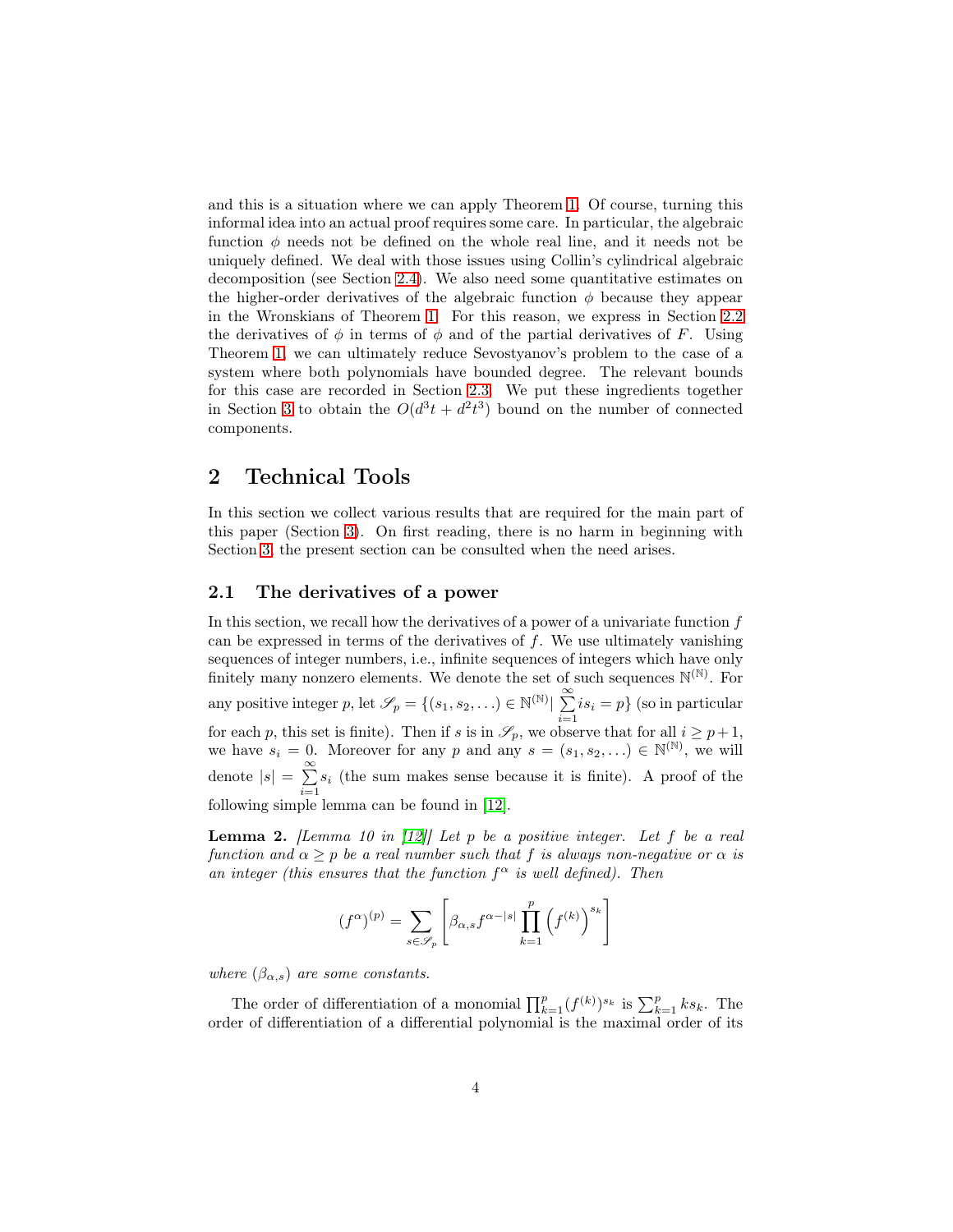and this is a situation where we can apply Theorem 1. Of course, turning this informal idea into an actual proof requires some care. In particular, the algebraic function $\phi$ needs not be defined on the whole real line, and it needs not be uniquely defined. We deal with those issues using Collin's cylindrical algebraic decomposition (see Section 2.4). We also need some quantitative estimates on the higher-order derivatives of the algebraic function $\phi$ because they appear in the Wronskians of Theorem 1. For this reason, we express in Section 2.2 the derivatives of $\phi$ in terms of $\phi$ and of the partial derivatives of $F$. Using Theorem 1, we can ultimately reduce Sevostyanov's problem to the case of a system where both polynomials have bounded degree. The relevant bounds for this case are recorded in Section 2.3. We put these ingredients together in Section 3 to obtain the $O(d^3t + d^2t^3)$ bound on the number of connected components.

# 2 Technical Tools

In this section we collect various results that are required for the main part of this paper (Section 3). On first reading, there is no harm in beginning with Section 3; the present section can be consulted when the need arises.

## 2.1 The derivatives of a power

In this section, we recall how the derivatives of a power of a univariate function $f$ can be expressed in terms of the derivatives of $f$. We use ultimately vanishing sequences of integer numbers, i.e., infinite sequences of integers which have only finitely many nonzero elements. We denote the set of such sequences $\mathbb{N}^{(\mathbb{N})}$. For any positive integer $p$, let $\mathscr{S}_p = \{(s_1, s_2, \dots) \in \mathbb{N}^{(\mathbb{N})} | \sum_{i=1}^{\infty} i s_i = p\}$ (so in particular for each $p$, this set is finite). Then if $s$ is in $\mathscr{S}_p$, we observe that for all $i \geq p+1$, we have $s_i = 0$. Moreover for any $p$ and any $s = (s_1, s_2, \dots) \in \mathbb{N}^{(\mathbb{N})}$, we will denote $|s| = \sum_{i=1}^{\infty} s_i$ (the sum makes sense because it is finite). A proof of the following simple lemma can be found in [12].

**Lemma 2.** *[Lemma 10 in [12]] Let $p$ be a positive integer. Let $f$ be a real function and $\alpha \geq p$ be a real number such that $f$ is always non-negative or $\alpha$ is an integer (this ensures that the function $f^\alpha$ is well defined). Then*

$$(f^\alpha)^{(p)} = \sum_{s \in \mathscr{S}_p} \left[ \beta_{\alpha,s} f^{\alpha - |s|} \prod_{k=1}^{p} \left( f^{(k)} \right)^{s_k} \right]$$

*where $(\beta_{\alpha,s})$ are some constants.*

The order of differentiation of a monomial $\prod_{k=1}^{p} (f^{(k)})^{s_k}$ is $\sum_{k=1}^{p} k s_k$. The order of differentiation of a differential polynomial is the maximal order of its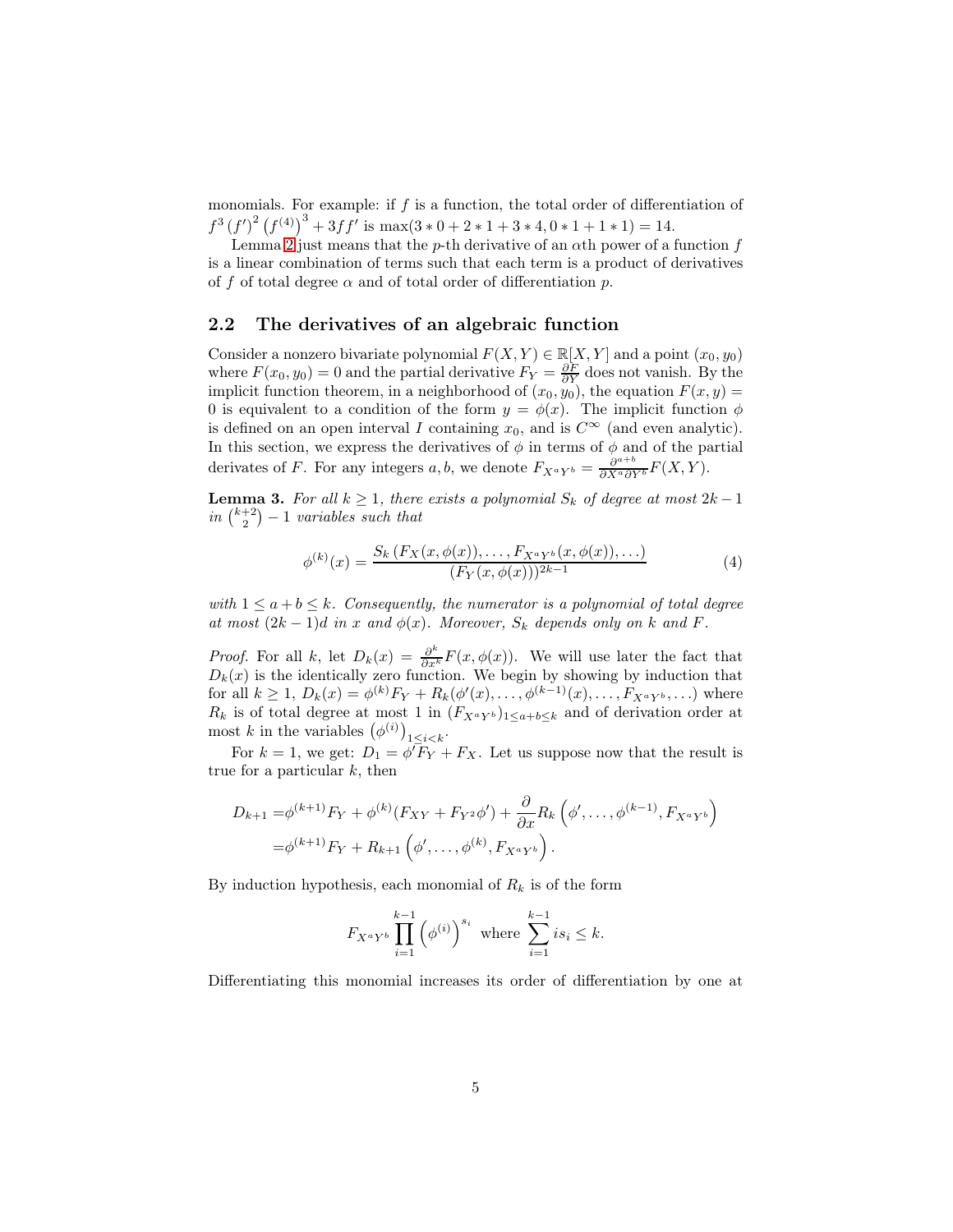monomials. For example: if $f$ is a function, the total order of differentiation of $f^3(f')^2(f^{(4)})^3 + 3ff'$ is $\max(3*0+2*1+3*4, 0*1+1*1) = 14$.

Lemma 2 just means that the $p$-th derivative of an $\alpha$th power of a function $f$ is a linear combination of terms such that each term is a product of derivatives of $f$ of total degree $\alpha$ and of total order of differentiation $p$.

## 2.2 The derivatives of an algebraic function

Consider a nonzero bivariate polynomial $F(X,Y) \in \mathbb{R}[X,Y]$ and a point $(x_0, y_0)$ where $F(x_0, y_0) = 0$ and the partial derivative $F_Y = \frac{\partial F}{\partial Y}$ does not vanish. By the implicit function theorem, in a neighborhood of $(x_0, y_0)$, the equation $F(x,y) = 0$ is equivalent to a condition of the form $y = \phi(x)$. The implicit function $\phi$ is defined on an open interval $I$ containing $x_0$, and is $C^\infty$ (and even analytic). In this section, we express the derivatives of $\phi$ in terms of $\phi$ and of the partial derivates of $F$. For any integers $a, b$, we denote $F_{X^aY^b} = \frac{\partial^{a+b}}{\partial X^a \partial Y^b} F(X,Y)$.

**Lemma 3.** *For all $k \geq 1$, there exists a polynomial $S_k$ of degree at most $2k-1$ in $\binom{k+2}{2} - 1$ variables such that*

$$\phi^{(k)}(x) = \frac{S_k\left(F_X(x,\phi(x)), \ldots, F_{X^aY^b}(x,\phi(x)), \ldots\right)}{(F_Y(x,\phi(x)))^{2k-1}} \tag{4}$$

*with $1 \leq a+b \leq k$. Consequently, the numerator is a polynomial of total degree at most $(2k-1)d$ in $x$ and $\phi(x)$. Moreover, $S_k$ depends only on $k$ and $F$.*

*Proof.* For all $k$, let $D_k(x) = \frac{\partial^k}{\partial x^k} F(x, \phi(x))$. We will use later the fact that $D_k(x)$ is the identically zero function. We begin by showing by induction that for all $k \geq 1$, $D_k(x) = \phi^{(k)} F_Y + R_k(\phi'(x), \ldots, \phi^{(k-1)}(x), \ldots, F_{X^aY^b}, \ldots)$ where $R_k$ is of total degree at most 1 in $(F_{X^aY^b})_{1 \leq a+b \leq k}$ and of derivation order at most $k$ in the variables $\left(\phi^{(i)}\right)_{1 \leq i < k}$.

For $k = 1$, we get: $D_1 = \phi' F_Y + F_X$. Let us suppose now that the result is true for a particular $k$, then

$$\begin{aligned}
D_{k+1} =& \phi^{(k+1)} F_Y + \phi^{(k)}(F_{XY} + F_{Y^2}\phi') + \frac{\partial}{\partial x} R_k\left(\phi', \ldots, \phi^{(k-1)}, F_{X^aY^b}\right) \\
=& \phi^{(k+1)} F_Y + R_{k+1}\left(\phi', \ldots, \phi^{(k)}, F_{X^aY^b}\right).
\end{aligned}$$

By induction hypothesis, each monomial of $R_k$ is of the form

$$F_{X^aY^b} \prod_{i=1}^{k-1} \left(\phi^{(i)}\right)^{s_i} \text{ where } \sum_{i=1}^{k-1} i s_i \leq k.$$

Differentiating this monomial increases its order of differentiation by one at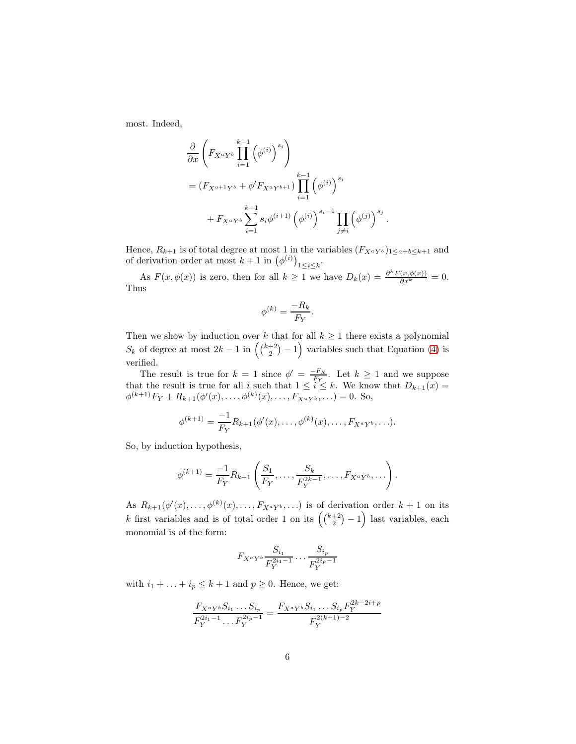most. Indeed,

$$
\begin{aligned}
&\frac{\partial}{\partial x}\left(F_{X^aY^b}\prod_{i=1}^{k-1}\left(\phi^{(i)}\right)^{s_i}\right)\\
&= (F_{X^{a+1}Y^b} + \phi' F_{X^aY^{b+1}})\prod_{i=1}^{k-1}\left(\phi^{(i)}\right)^{s_i}\\
&\qquad + F_{X^aY^b}\sum_{i=1}^{k-1} s_i \phi^{(i+1)}\left(\phi^{(i)}\right)^{s_i-1}\prod_{j\neq i}\left(\phi^{(j)}\right)^{s_j}.
\end{aligned}
$$

Hence, $R_{k+1}$ is of total degree at most 1 in the variables $(F_{X^aY^b})_{1\leq a+b\leq k+1}$ and of derivation order at most $k+1$ in $\left(\phi^{(i)}\right)_{1\leq i\leq k}$.

As $F(x,\phi(x))$ is zero, then for all $k\geq 1$ we have $D_k(x) = \frac{\partial^k F(x,\phi(x))}{\partial x^k} = 0$. Thus

$$
\phi^{(k)} = \frac{-R_k}{F_Y}.
$$

Then we show by induction over $k$ that for all $k\geq 1$ there exists a polynomial $S_k$ of degree at most $2k-1$ in $\left(\binom{k+2}{2}-1\right)$ variables such that Equation (4) is verified.

The result is true for $k=1$ since $\phi' = \frac{-F_X}{F_Y}$. Let $k\geq 1$ and we suppose that the result is true for all $i$ such that $1\leq i\leq k$. We know that $D_{k+1}(x) = \phi^{(k+1)}F_Y + R_{k+1}(\phi'(x),\ldots,\phi^{(k)}(x),\ldots,F_{X^aY^b},\ldots) = 0$. So,

$$
\phi^{(k+1)} = \frac{-1}{F_Y}R_{k+1}(\phi'(x),\ldots,\phi^{(k)}(x),\ldots,F_{X^aY^b},\ldots).
$$

So, by induction hypothesis,

$$
\phi^{(k+1)} = \frac{-1}{F_Y}R_{k+1}\left(\frac{S_1}{F_Y},\ldots,\frac{S_k}{F_Y^{2k-1}},\ldots,F_{X^aY^b},\ldots\right).
$$

As $R_{k+1}(\phi'(x),\ldots,\phi^{(k)}(x),\ldots,F_{X^aY^b},\ldots)$ is of derivation order $k+1$ on its $k$ first variables and is of total order 1 on its $\left(\binom{k+2}{2}-1\right)$ last variables, each monomial is of the form:

$$
F_{X^aY^b}\frac{S_{i_1}}{F_Y^{2i_1-1}}\cdots\frac{S_{i_p}}{F_Y^{2i_p-1}}
$$

with $i_1+\ldots+i_p\leq k+1$ and $p\geq 0$. Hence, we get:

$$
\frac{F_{X^aY^b}S_{i_1}\ldots S_{i_p}}{F_Y^{2i_1-1}\ldots F_Y^{2i_p-1}} = \frac{F_{X^aY^b}S_{i_1}\ldots S_{i_p}F_Y^{2k-2i+p}}{F_Y^{2(k+1)-2}}
$$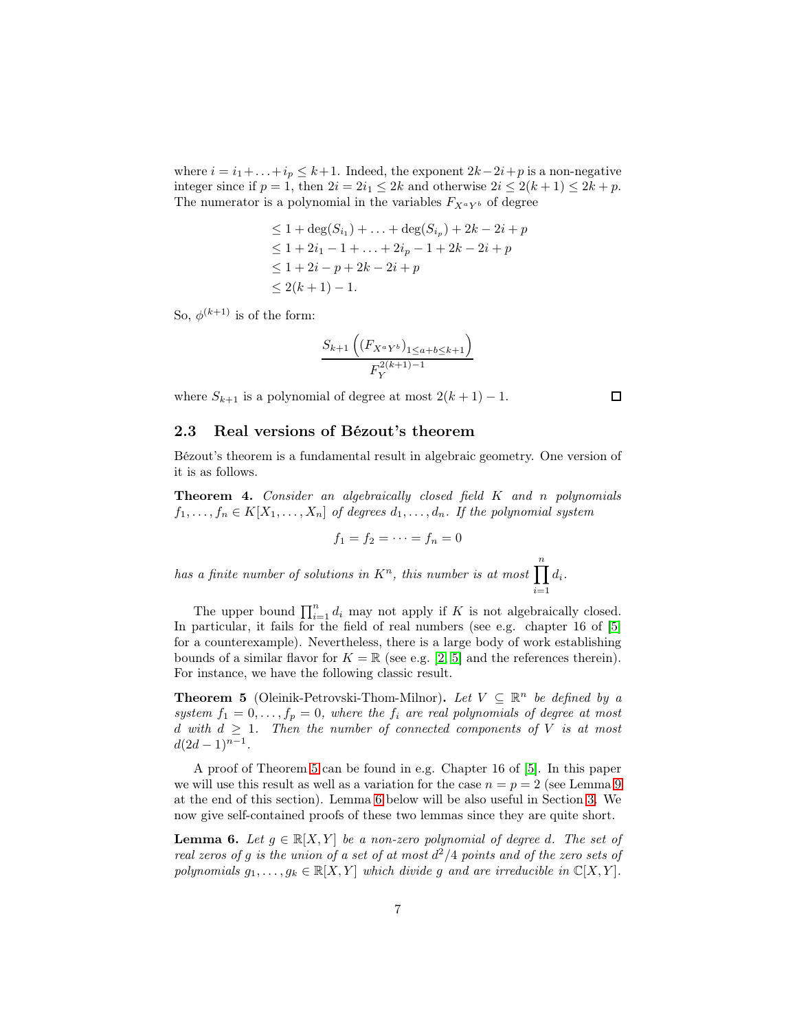where $i = i_1 + \ldots + i_p \leq k+1$. Indeed, the exponent $2k - 2i + p$ is a non-negative integer since if $p = 1$, then $2i = 2i_1 \leq 2k$ and otherwise $2i \leq 2(k+1) \leq 2k + p$. The numerator is a polynomial in the variables $F_{X^aY^b}$ of degree

$$
\begin{aligned}
&\leq 1 + \deg(S_{i_1}) + \ldots + \deg(S_{i_p}) + 2k - 2i + p \\
&\leq 1 + 2i_1 - 1 + \ldots + 2i_p - 1 + 2k - 2i + p \\
&\leq 1 + 2i - p + 2k - 2i + p \\
&\leq 2(k+1) - 1.
\end{aligned}
$$

So, $\phi^{(k+1)}$ is of the form:

$$
\frac{S_{k+1}\left((F_{X^aY^b})_{1 \leq a+b \leq k+1}\right)}{F_Y^{2(k+1)-1}}
$$

where $S_{k+1}$ is a polynomial of degree at most $2(k+1) - 1$. □

### 2.3 Real versions of Bézout's theorem

Bézout's theorem is a fundamental result in algebraic geometry. One version of it is as follows.

**Theorem 4.** *Consider an algebraically closed field $K$ and $n$ polynomials $f_1, \ldots, f_n \in K[X_1, \ldots, X_n]$ of degrees $d_1, \ldots, d_n$. If the polynomial system*

$$
f_1 = f_2 = \cdots = f_n = 0
$$

*has a finite number of solutions in $K^n$, this number is at most $\prod_{i=1}^{n} d_i$.*

The upper bound $\prod_{i=1}^{n} d_i$ may not apply if $K$ is not algebraically closed. In particular, it fails for the field of real numbers (see e.g. chapter 16 of [5] for a counterexample). Nevertheless, there is a large body of work establishing bounds of a similar flavor for $K = \mathbb{R}$ (see e.g. [2, 5] and the references therein). For instance, we have the following classic result.

**Theorem 5** (Oleinik-Petrovski-Thom-Milnor)**.** *Let $V \subseteq \mathbb{R}^n$ be defined by a system $f_1 = 0, \ldots, f_p = 0$, where the $f_i$ are real polynomials of degree at most $d$ with $d \geq 1$. Then the number of connected components of $V$ is at most $d(2d-1)^{n-1}$.*

A proof of Theorem 5 can be found in e.g. Chapter 16 of [5]. In this paper we will use this result as well as a variation for the case $n = p = 2$ (see Lemma 9 at the end of this section). Lemma 6 below will be also useful in Section 3. We now give self-contained proofs of these two lemmas since they are quite short.

**Lemma 6.** *Let $g \in \mathbb{R}[X, Y]$ be a non-zero polynomial of degree $d$. The set of real zeros of $g$ is the union of a set of at most $d^2/4$ points and of the zero sets of polynomials $g_1, \ldots, g_k \in \mathbb{R}[X, Y]$ which divide $g$ and are irreducible in $\mathbb{C}[X, Y]$.*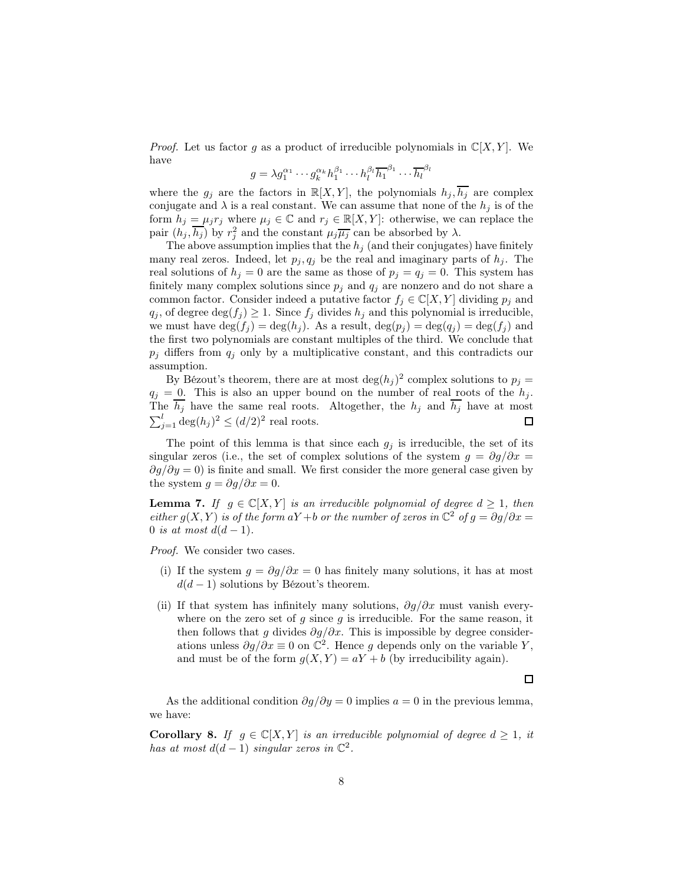*Proof.* Let us factor $g$ as a product of irreducible polynomials in $\mathbb{C}[X,Y]$. We have

$$g = \lambda g_1^{\alpha_1} \cdots g_k^{\alpha_k} h_1^{\beta_1} \cdots h_l^{\beta_l} \overline{h_1}^{\beta_1} \cdots \overline{h_l}^{\beta_l}$$

where the $g_j$ are the factors in $\mathbb{R}[X,Y]$, the polynomials $h_j, \overline{h_j}$ are complex conjugate and $\lambda$ is a real constant. We can assume that none of the $h_j$ is of the form $h_j = \mu_j r_j$ where $\mu_j \in \mathbb{C}$ and $r_j \in \mathbb{R}[X,Y]$: otherwise, we can replace the pair $(h_j, \overline{h_j})$ by $r_j^2$ and the constant $\mu_j \overline{\mu_j}$ can be absorbed by $\lambda$.

The above assumption implies that the $h_j$ (and their conjugates) have finitely many real zeros. Indeed, let $p_j, q_j$ be the real and imaginary parts of $h_j$. The real solutions of $h_j = 0$ are the same as those of $p_j = q_j = 0$. This system has finitely many complex solutions since $p_j$ and $q_j$ are nonzero and do not share a common factor. Consider indeed a putative factor $f_j \in \mathbb{C}[X,Y]$ dividing $p_j$ and $q_j$, of degree $\deg(f_j) \geq 1$. Since $f_j$ divides $h_j$ and this polynomial is irreducible, we must have $\deg(f_j) = \deg(h_j)$. As a result, $\deg(p_j) = \deg(q_j) = \deg(f_j)$ and the first two polynomials are constant multiples of the third. We conclude that $p_j$ differs from $q_j$ only by a multiplicative constant, and this contradicts our assumption.

By Bézout's theorem, there are at most $\deg(h_j)^2$ complex solutions to $p_j = q_j = 0$. This is also an upper bound on the number of real roots of the $h_j$. The $\overline{h_j}$ have the same real roots. Altogether, the $h_j$ and $\overline{h_j}$ have at most $\sum_{j=1}^{l} \deg(h_j)^2 \leq (d/2)^2$ real roots. □

The point of this lemma is that since each $g_j$ is irreducible, the set of its singular zeros (i.e., the set of complex solutions of the system $g = \partial g/\partial x = \partial g/\partial y = 0$) is finite and small. We first consider the more general case given by the system $g = \partial g/\partial x = 0$.

**Lemma 7.** *If $g \in \mathbb{C}[X,Y]$ is an irreducible polynomial of degree $d \geq 1$, then either $g(X,Y)$ is of the form $aY+b$ or the number of zeros in $\mathbb{C}^2$ of $g = \partial g/\partial x = 0$ is at most $d(d-1)$.*

*Proof.* We consider two cases.

(i) If the system $g = \partial g/\partial x = 0$ has finitely many solutions, it has at most $d(d-1)$ solutions by Bézout's theorem.

(ii) If that system has infinitely many solutions, $\partial g/\partial x$ must vanish everywhere on the zero set of $g$ since $g$ is irreducible. For the same reason, it then follows that $g$ divides $\partial g/\partial x$. This is impossible by degree considerations unless $\partial g/\partial x \equiv 0$ on $\mathbb{C}^2$. Hence $g$ depends only on the variable $Y$, and must be of the form $g(X,Y) = aY + b$ (by irreducibility again).

□

As the additional condition $\partial g/\partial y = 0$ implies $a = 0$ in the previous lemma, we have:

**Corollary 8.** *If $g \in \mathbb{C}[X,Y]$ is an irreducible polynomial of degree $d \geq 1$, it has at most $d(d-1)$ singular zeros in $\mathbb{C}^2$.*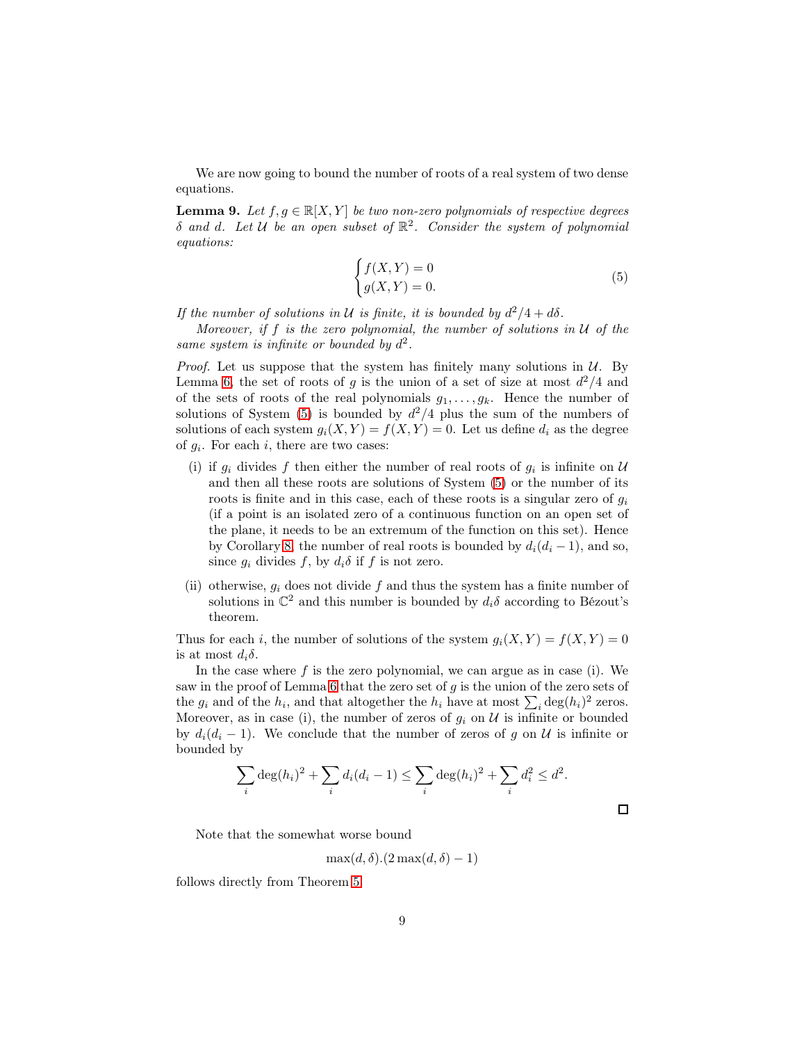We are now going to bound the number of roots of a real system of two dense equations.

**Lemma 9.** *Let $f, g \in \mathbb{R}[X, Y]$ be two non-zero polynomials of respective degrees $\delta$ and $d$. Let $\mathcal{U}$ be an open subset of $\mathbb{R}^2$. Consider the system of polynomial equations:*

$$\begin{cases} f(X, Y) = 0 \\ g(X, Y) = 0. \end{cases} \tag{5}$$

*If the number of solutions in $\mathcal{U}$ is finite, it is bounded by $d^2/4 + d\delta$.*

*Moreover, if $f$ is the zero polynomial, the number of solutions in $\mathcal{U}$ of the same system is infinite or bounded by $d^2$.*

*Proof.* Let us suppose that the system has finitely many solutions in $\mathcal{U}$. By Lemma 6, the set of roots of $g$ is the union of a set of size at most $d^2/4$ and of the sets of roots of the real polynomials $g_1, \ldots, g_k$. Hence the number of solutions of System (5) is bounded by $d^2/4$ plus the sum of the numbers of solutions of each system $g_i(X, Y) = f(X, Y) = 0$. Let us define $d_i$ as the degree of $g_i$. For each $i$, there are two cases:

(i) if $g_i$ divides $f$ then either the number of real roots of $g_i$ is infinite on $\mathcal{U}$ and then all these roots are solutions of System (5) or the number of its roots is finite and in this case, each of these roots is a singular zero of $g_i$ (if a point is an isolated zero of a continuous function on an open set of the plane, it needs to be an extremum of the function on this set). Hence by Corollary 8, the number of real roots is bounded by $d_i(d_i - 1)$, and so, since $g_i$ divides $f$, by $d_i\delta$ if $f$ is not zero.

(ii) otherwise, $g_i$ does not divide $f$ and thus the system has a finite number of solutions in $\mathbb{C}^2$ and this number is bounded by $d_i\delta$ according to Bézout's theorem.

Thus for each $i$, the number of solutions of the system $g_i(X, Y) = f(X, Y) = 0$ is at most $d_i\delta$.

In the case where $f$ is the zero polynomial, we can argue as in case (i). We saw in the proof of Lemma 6 that the zero set of $g$ is the union of the zero sets of the $g_i$ and of the $h_i$, and that altogether the $h_i$ have at most $\sum_i \deg(h_i)^2$ zeros. Moreover, as in case (i), the number of zeros of $g_i$ on $\mathcal{U}$ is infinite or bounded by $d_i(d_i - 1)$. We conclude that the number of zeros of $g$ on $\mathcal{U}$ is infinite or bounded by

$$\sum_i \deg(h_i)^2 + \sum_i d_i(d_i - 1) \leq \sum_i \deg(h_i)^2 + \sum_i d_i^2 \leq d^2.$$

□

Note that the somewhat worse bound

$$\max(d, \delta).(2\max(d, \delta) - 1)$$

follows directly from Theorem 5.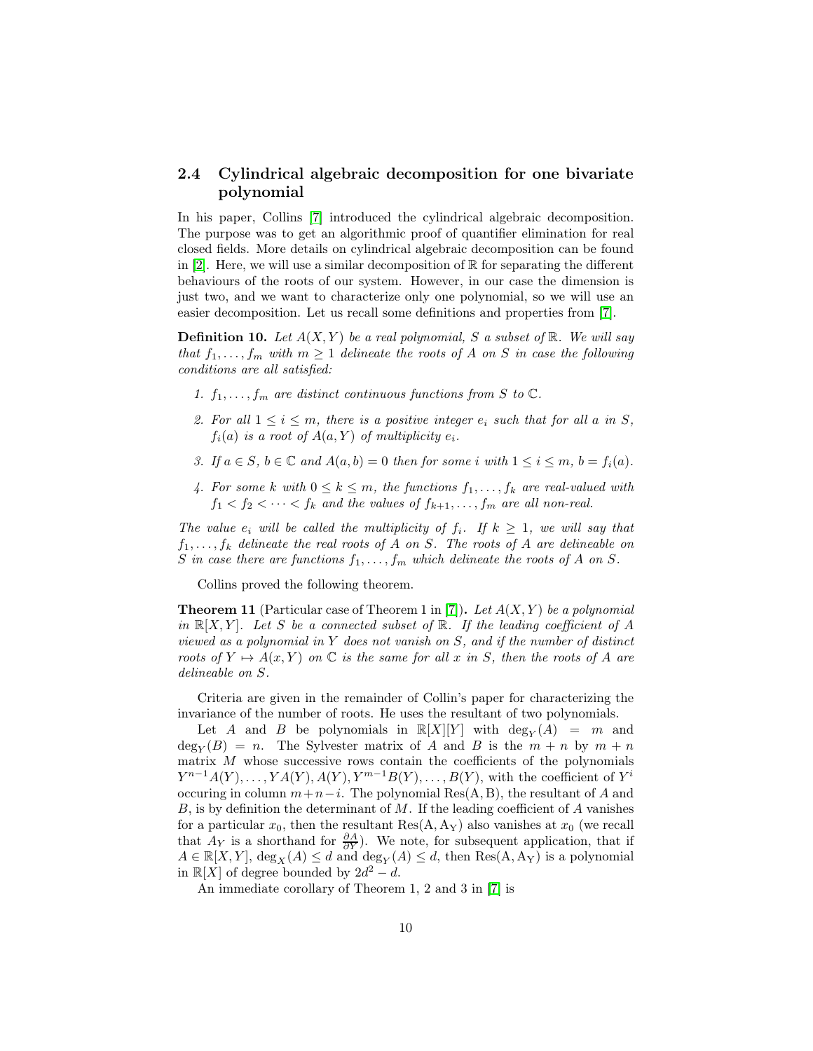## 2.4 Cylindrical algebraic decomposition for one bivariate polynomial

In his paper, Collins [7] introduced the cylindrical algebraic decomposition. The purpose was to get an algorithmic proof of quantifier elimination for real closed fields. More details on cylindrical algebraic decomposition can be found in [2]. Here, we will use a similar decomposition of $\mathbb{R}$ for separating the different behaviours of the roots of our system. However, in our case the dimension is just two, and we want to characterize only one polynomial, so we will use an easier decomposition. Let us recall some definitions and properties from [7].

**Definition 10.** *Let $A(X,Y)$ be a real polynomial, $S$ a subset of $\mathbb{R}$. We will say that $f_1, \ldots, f_m$ with $m \geq 1$ delineate the roots of $A$ on $S$ in case the following conditions are all satisfied:*

1. *$f_1, \ldots, f_m$ are distinct continuous functions from $S$ to $\mathbb{C}$.*
2. *For all $1 \leq i \leq m$, there is a positive integer $e_i$ such that for all $a$ in $S$, $f_i(a)$ is a root of $A(a, Y)$ of multiplicity $e_i$.*
3. *If $a \in S$, $b \in \mathbb{C}$ and $A(a, b) = 0$ then for some $i$ with $1 \leq i \leq m$, $b = f_i(a)$.*
4. *For some $k$ with $0 \leq k \leq m$, the functions $f_1, \ldots, f_k$ are real-valued with $f_1 < f_2 < \cdots < f_k$ and the values of $f_{k+1}, \ldots, f_m$ are all non-real.*

*The value $e_i$ will be called the multiplicity of $f_i$. If $k \geq 1$, we will say that $f_1, \ldots, f_k$ delineate the real roots of $A$ on $S$. The roots of $A$ are delineable on $S$ in case there are functions $f_1, \ldots, f_m$ which delineate the roots of $A$ on $S$.*

Collins proved the following theorem.

**Theorem 11** (Particular case of Theorem 1 in [7])**.** *Let $A(X,Y)$ be a polynomial in $\mathbb{R}[X,Y]$. Let $S$ be a connected subset of $\mathbb{R}$. If the leading coefficient of $A$ viewed as a polynomial in $Y$ does not vanish on $S$, and if the number of distinct roots of $Y \mapsto A(x,Y)$ on $\mathbb{C}$ is the same for all $x$ in $S$, then the roots of $A$ are delineable on $S$.*

Criteria are given in the remainder of Collin's paper for characterizing the invariance of the number of roots. He uses the resultant of two polynomials.

Let $A$ and $B$ be polynomials in $\mathbb{R}[X][Y]$ with $\deg_Y(A) = m$ and $\deg_Y(B) = n$. The Sylvester matrix of $A$ and $B$ is the $m+n$ by $m+n$ matrix $M$ whose successive rows contain the coefficients of the polynomials $Y^{n-1}A(Y), \ldots, YA(Y), A(Y), Y^{m-1}B(Y), \ldots, B(Y)$, with the coefficient of $Y^i$ occuring in column $m+n-i$. The polynomial $\mathrm{Res(A, B)}$, the resultant of $A$ and $B$, is by definition the determinant of $M$. If the leading coefficient of $A$ vanishes for a particular $x_0$, then the resultant $\mathrm{Res(A, A_Y)}$ also vanishes at $x_0$ (we recall that $A_Y$ is a shorthand for $\frac{\partial A}{\partial Y}$). We note, for subsequent application, that if $A \in \mathbb{R}[X,Y]$, $\deg_X(A) \leq d$ and $\deg_Y(A) \leq d$, then $\mathrm{Res(A, A_Y)}$ is a polynomial in $\mathbb{R}[X]$ of degree bounded by $2d^2 - d$.

An immediate corollary of Theorem 1, 2 and 3 in [7] is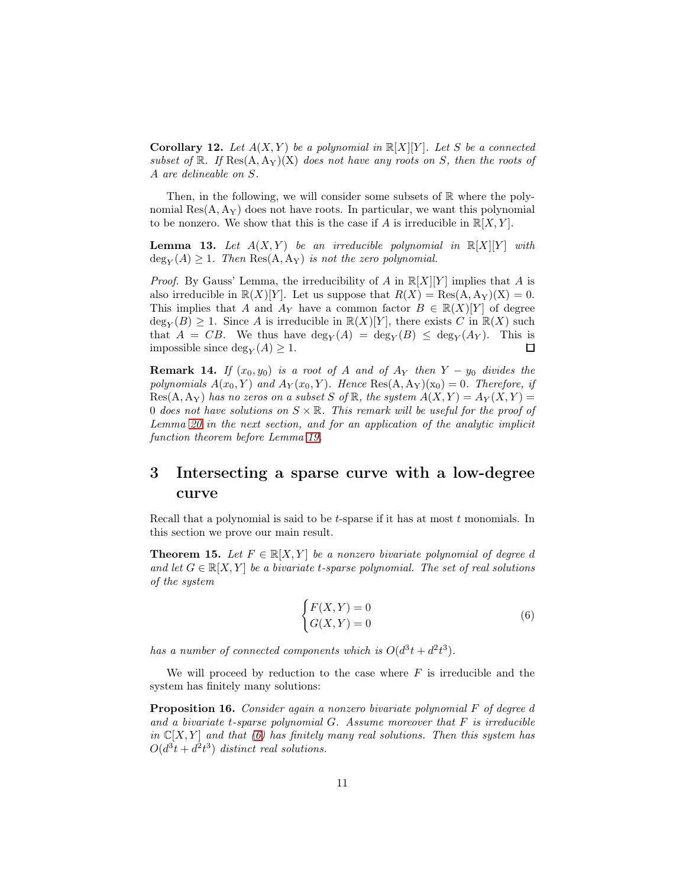**Corollary 12.** *Let $A(X,Y)$ be a polynomial in $\mathbb{R}[X][Y]$. Let $S$ be a connected subset of $\mathbb{R}$. If $\mathrm{Res}(A, A_Y)(X)$ does not have any roots on $S$, then the roots of $A$ are delineable on $S$.*

Then, in the following, we will consider some subsets of $\mathbb{R}$ where the polynomial $\mathrm{Res}(A, A_Y)$ does not have roots. In particular, we want this polynomial to be nonzero. We show that this is the case if $A$ is irreducible in $\mathbb{R}[X,Y]$.

**Lemma 13.** *Let $A(X,Y)$ be an irreducible polynomial in $\mathbb{R}[X][Y]$ with $\deg_Y(A) \geq 1$. Then $\mathrm{Res}(A, A_Y)$ is not the zero polynomial.*

*Proof.* By Gauss' Lemma, the irreducibility of $A$ in $\mathbb{R}[X][Y]$ implies that $A$ is also irreducible in $\mathbb{R}(X)[Y]$. Let us suppose that $R(X) = \mathrm{Res}(A, A_Y)(X) = 0$. This implies that $A$ and $A_Y$ have a common factor $B \in \mathbb{R}(X)[Y]$ of degree $\deg_Y(B) \geq 1$. Since $A$ is irreducible in $\mathbb{R}(X)[Y]$, there exists $C$ in $\mathbb{R}(X)$ such that $A = CB$. We thus have $\deg_Y(A) = \deg_Y(B) \leq \deg_Y(A_Y)$. This is impossible since $\deg_Y(A) \geq 1$. ☐

**Remark 14.** *If $(x_0, y_0)$ is a root of $A$ and of $A_Y$ then $Y - y_0$ divides the polynomials $A(x_0, Y)$ and $A_Y(x_0, Y)$. Hence $\mathrm{Res}(A, A_Y)(x_0) = 0$. Therefore, if $\mathrm{Res}(A, A_Y)$ has no zeros on a subset $S$ of $\mathbb{R}$, the system $A(X,Y) = A_Y(X,Y) = 0$ does not have solutions on $S \times \mathbb{R}$. This remark will be useful for the proof of Lemma 20 in the next section, and for an application of the analytic implicit function theorem before Lemma 19.*

## 3 Intersecting a sparse curve with a low-degree curve

Recall that a polynomial is said to be $t$-sparse if it has at most $t$ monomials. In this section we prove our main result.

**Theorem 15.** *Let $F \in \mathbb{R}[X,Y]$ be a nonzero bivariate polynomial of degree $d$ and let $G \in \mathbb{R}[X,Y]$ be a bivariate $t$-sparse polynomial. The set of real solutions of the system*

$$\begin{cases} F(X,Y) = 0 \\ G(X,Y) = 0 \end{cases} \tag{6}$$

*has a number of connected components which is $O(d^3 t + d^2 t^3)$.*

We will proceed by reduction to the case where $F$ is irreducible and the system has finitely many solutions:

**Proposition 16.** *Consider again a nonzero bivariate polynomial $F$ of degree $d$ and a bivariate $t$-sparse polynomial $G$. Assume moreover that $F$ is irreducible in $\mathbb{C}[X,Y]$ and that (6) has finitely many real solutions. Then this system has $O(d^3 t + d^2 t^3)$ distinct real solutions.*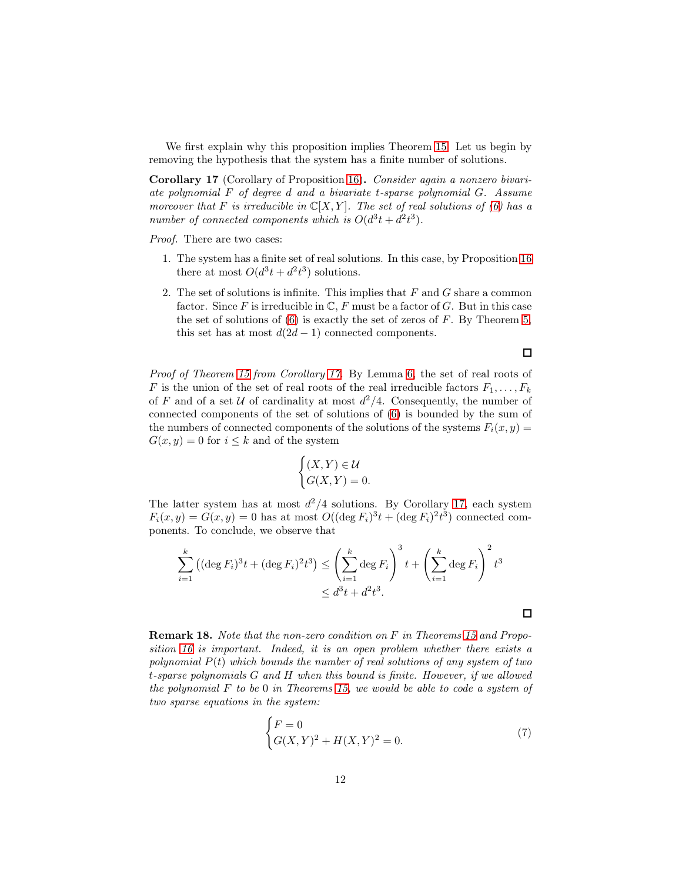We first explain why this proposition implies Theorem 15. Let us begin by removing the hypothesis that the system has a finite number of solutions.

**Corollary 17** (Corollary of Proposition 16)**.** *Consider again a nonzero bivariate polynomial $F$ of degree $d$ and a bivariate $t$-sparse polynomial $G$. Assume moreover that $F$ is irreducible in $\mathbb{C}[X,Y]$. The set of real solutions of (6) has a number of connected components which is $O(d^3t + d^2t^3)$.*

*Proof.* There are two cases:

1. The system has a finite set of real solutions. In this case, by Proposition 16 there at most $O(d^3t + d^2t^3)$ solutions.
2. The set of solutions is infinite. This implies that $F$ and $G$ share a common factor. Since $F$ is irreducible in $\mathbb{C}$, $F$ must be a factor of $G$. But in this case the set of solutions of (6) is exactly the set of zeros of $F$. By Theorem 5, this set has at most $d(2d-1)$ connected components.

□

*Proof of Theorem 15 from Corollary 17.* By Lemma 6, the set of real roots of $F$ is the union of the set of real roots of the real irreducible factors $F_1, \ldots, F_k$ of $F$ and of a set $\mathcal{U}$ of cardinality at most $d^2/4$. Consequently, the number of connected components of the set of solutions of (6) is bounded by the sum of the numbers of connected components of the solutions of the systems $F_i(x,y) = G(x,y) = 0$ for $i \leq k$ and of the system

$$\begin{cases} (X,Y) \in \mathcal{U} \\ G(X,Y) = 0. \end{cases}$$

The latter system has at most $d^2/4$ solutions. By Corollary 17, each system $F_i(x,y) = G(x,y) = 0$ has at most $O((\deg F_i)^3 t + (\deg F_i)^2 t^3)$ connected components. To conclude, we observe that

$$\begin{aligned} \sum_{i=1}^{k} \left((\deg F_i)^3 t + (\deg F_i)^2 t^3\right) &\leq \left(\sum_{i=1}^{k} \deg F_i\right)^3 t + \left(\sum_{i=1}^{k} \deg F_i\right)^2 t^3 \\ &\leq d^3 t + d^2 t^3. \end{aligned}$$

□

**Remark 18.** *Note that the non-zero condition on $F$ in Theorems 15 and Proposition 16 is important. Indeed, it is an open problem whether there exists a polynomial $P(t)$ which bounds the number of real solutions of any system of two $t$-sparse polynomials $G$ and $H$ when this bound is finite. However, if we allowed the polynomial $F$ to be 0 in Theorems 15, we would be able to code a system of two sparse equations in the system:*

$$\begin{cases} F = 0 \\ G(X,Y)^2 + H(X,Y)^2 = 0. \end{cases} \tag{7}$$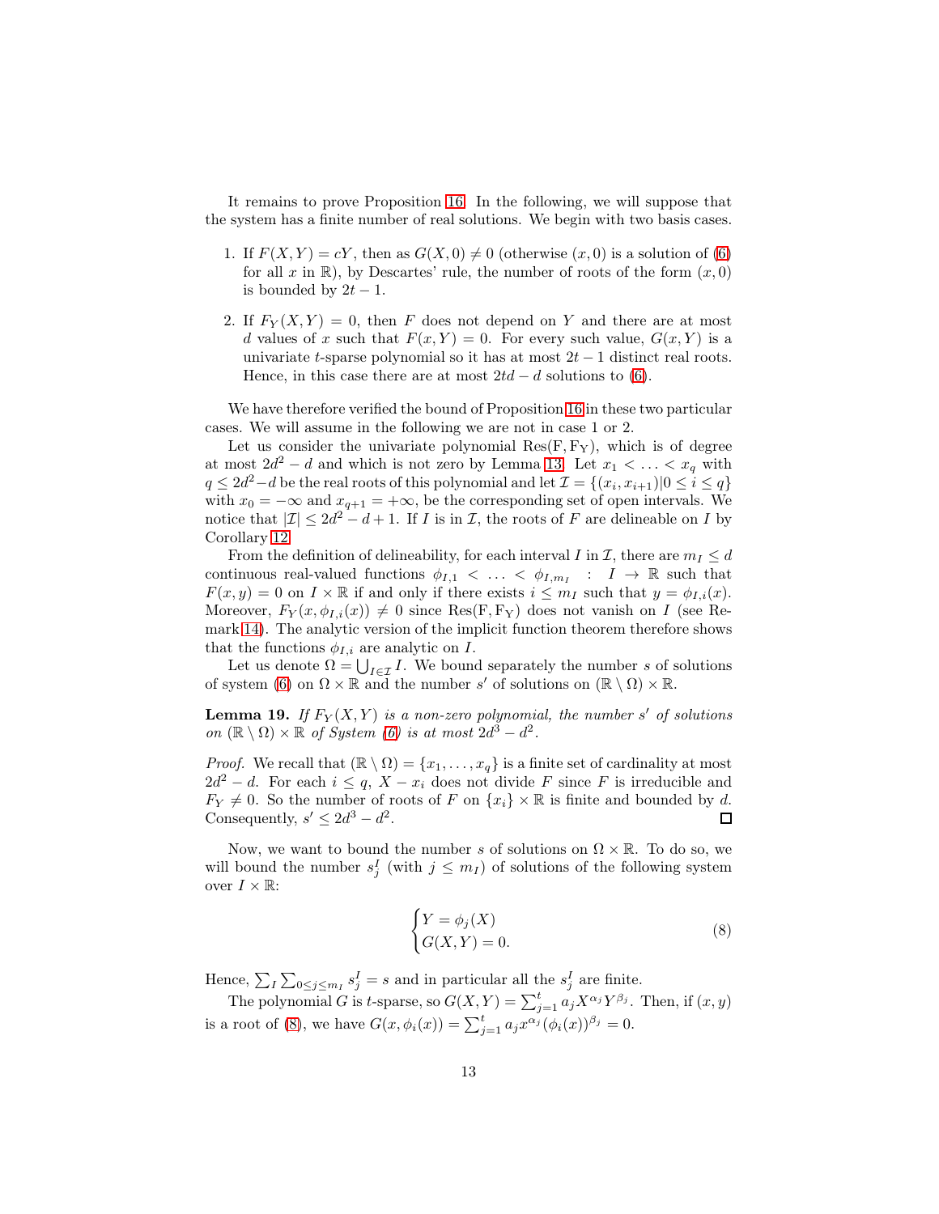It remains to prove Proposition 16. In the following, we will suppose that the system has a finite number of real solutions. We begin with two basis cases.

1. If $F(X,Y) = cY$, then as $G(X,0) \neq 0$ (otherwise $(x,0)$ is a solution of (6) for all $x$ in $\mathbb{R}$), by Descartes' rule, the number of roots of the form $(x,0)$ is bounded by $2t-1$.
2. If $F_Y(X,Y) = 0$, then $F$ does not depend on $Y$ and there are at most $d$ values of $x$ such that $F(x,Y) = 0$. For every such value, $G(x,Y)$ is a univariate $t$-sparse polynomial so it has at most $2t-1$ distinct real roots. Hence, in this case there are at most $2td - d$ solutions to (6).

We have therefore verified the bound of Proposition 16 in these two particular cases. We will assume in the following we are not in case 1 or 2.

Let us consider the univariate polynomial $\mathrm{Res}(\mathrm{F}, \mathrm{F_Y})$, which is of degree at most $2d^2 - d$ and which is not zero by Lemma 13. Let $x_1 < \ldots < x_q$ with $q \leq 2d^2 - d$ be the real roots of this polynomial and let $\mathcal{I} = \{(x_i, x_{i+1}) | 0 \leq i \leq q\}$ with $x_0 = -\infty$ and $x_{q+1} = +\infty$, be the corresponding set of open intervals. We notice that $|\mathcal{I}| \leq 2d^2 - d + 1$. If $I$ is in $\mathcal{I}$, the roots of $F$ are delineable on $I$ by Corollary 12.

From the definition of delineability, for each interval $I$ in $\mathcal{I}$, there are $m_I \leq d$ continuous real-valued functions $\phi_{I,1} < \ldots < \phi_{I,m_I} : I \to \mathbb{R}$ such that $F(x,y) = 0$ on $I \times \mathbb{R}$ if and only if there exists $i \leq m_I$ such that $y = \phi_{I,i}(x)$. Moreover, $F_Y(x, \phi_{I,i}(x)) \neq 0$ since $\mathrm{Res}(\mathrm{F}, \mathrm{F_Y})$ does not vanish on $I$ (see Remark 14). The analytic version of the implicit function theorem therefore shows that the functions $\phi_{I,i}$ are analytic on $I$.

Let us denote $\Omega = \bigcup_{I \in \mathcal{I}} I$. We bound separately the number $s$ of solutions of system (6) on $\Omega \times \mathbb{R}$ and the number $s'$ of solutions on $(\mathbb{R} \setminus \Omega) \times \mathbb{R}$.

**Lemma 19.** *If $F_Y(X,Y)$ is a non-zero polynomial, the number $s'$ of solutions on $(\mathbb{R} \setminus \Omega) \times \mathbb{R}$ of System (6) is at most $2d^3 - d^2$.*

*Proof.* We recall that $(\mathbb{R} \setminus \Omega) = \{x_1, \ldots, x_q\}$ is a finite set of cardinality at most $2d^2 - d$. For each $i \leq q$, $X - x_i$ does not divide $F$ since $F$ is irreducible and $F_Y \neq 0$. So the number of roots of $F$ on $\{x_i\} \times \mathbb{R}$ is finite and bounded by $d$. Consequently, $s' \leq 2d^3 - d^2$. $\square$

Now, we want to bound the number $s$ of solutions on $\Omega \times \mathbb{R}$. To do so, we will bound the number $s^I_j$ (with $j \leq m_I$) of solutions of the following system over $I \times \mathbb{R}$:

$$\begin{cases} Y = \phi_j(X) \\ G(X,Y) = 0. \end{cases} \tag{8}$$

Hence, $\sum_I \sum_{0 \leq j \leq m_I} s^I_j = s$ and in particular all the $s^I_j$ are finite.

The polynomial $G$ is $t$-sparse, so $G(X,Y) = \sum_{j=1}^t a_j X^{\alpha_j} Y^{\beta_j}$. Then, if $(x,y)$ is a root of (8), we have $G(x, \phi_i(x)) = \sum_{j=1}^t a_j x^{\alpha_j} (\phi_i(x))^{\beta_j} = 0$.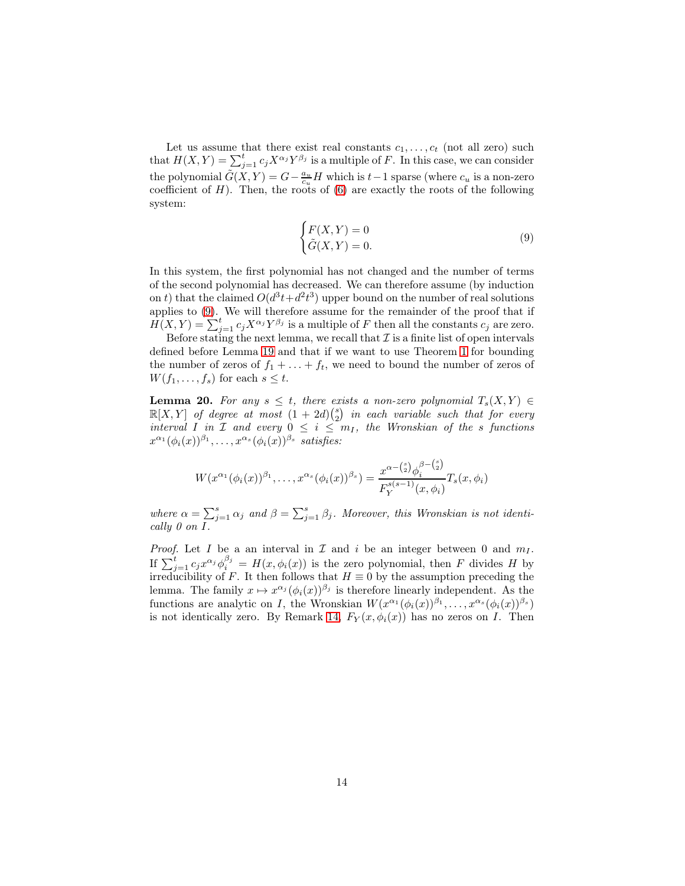Let us assume that there exist real constants $c_1, \ldots, c_t$ (not all zero) such that $H(X,Y) = \sum_{j=1}^{t} c_j X^{\alpha_j} Y^{\beta_j}$ is a multiple of $F$. In this case, we can consider the polynomial $\tilde{G}(X,Y) = G - \frac{a_u}{c_u} H$ which is $t-1$ sparse (where $c_u$ is a non-zero coefficient of $H$). Then, the roots of (6) are exactly the roots of the following system:

$$\begin{cases} F(X,Y) = 0 \\ \tilde{G}(X,Y) = 0. \end{cases} \tag{9}$$

In this system, the first polynomial has not changed and the number of terms of the second polynomial has decreased. We can therefore assume (by induction on $t$) that the claimed $O(d^3t + d^2t^3)$ upper bound on the number of real solutions applies to (9). We will therefore assume for the remainder of the proof that if $H(X,Y) = \sum_{j=1}^{t} c_j X^{\alpha_j} Y^{\beta_j}$ is a multiple of $F$ then all the constants $c_j$ are zero.

Before stating the next lemma, we recall that $\mathcal{I}$ is a finite list of open intervals defined before Lemma 19 and that if we want to use Theorem 1 for bounding the number of zeros of $f_1 + \ldots + f_t$, we need to bound the number of zeros of $W(f_1, \ldots, f_s)$ for each $s \leq t$.

**Lemma 20.** *For any $s \leq t$, there exists a non-zero polynomial $T_s(X,Y) \in \mathbb{R}[X,Y]$ of degree at most $(1+2d)\binom{s}{2}$ in each variable such that for every interval $I$ in $\mathcal{I}$ and every $0 \leq i \leq m_I$, the Wronskian of the $s$ functions $x^{\alpha_1}(\phi_i(x))^{\beta_1}, \ldots, x^{\alpha_s}(\phi_i(x))^{\beta_s}$ satisfies:*

$$W(x^{\alpha_1}(\phi_i(x))^{\beta_1}, \ldots, x^{\alpha_s}(\phi_i(x))^{\beta_s}) = \frac{x^{\alpha - \binom{s}{2}} \phi_i^{\beta - \binom{s}{2}}}{F_Y^{s(s-1)}(x, \phi_i)} T_s(x, \phi_i)$$

*where $\alpha = \sum_{j=1}^{s} \alpha_j$ and $\beta = \sum_{j=1}^{s} \beta_j$. Moreover, this Wronskian is not identically 0 on $I$.*

*Proof.* Let $I$ be a an interval in $\mathcal{I}$ and $i$ be an integer between 0 and $m_I$. If $\sum_{j=1}^{t} c_j x^{\alpha_j} \phi_i^{\beta_j} = H(x, \phi_i(x))$ is the zero polynomial, then $F$ divides $H$ by irreducibility of $F$. It then follows that $H \equiv 0$ by the assumption preceding the lemma. The family $x \mapsto x^{\alpha_j}(\phi_i(x))^{\beta_j}$ is therefore linearly independent. As the functions are analytic on $I$, the Wronskian $W(x^{\alpha_1}(\phi_i(x))^{\beta_1}, \ldots, x^{\alpha_s}(\phi_i(x))^{\beta_s})$ is not identically zero. By Remark 14, $F_Y(x, \phi_i(x))$ has no zeros on $I$. Then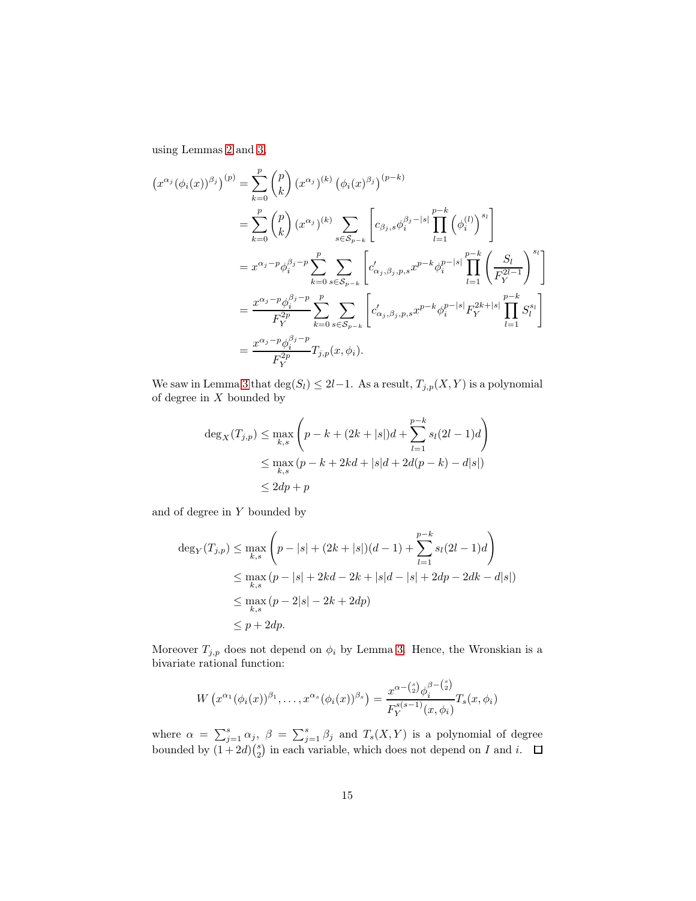using Lemmas 2 and 3,

$$
\begin{aligned}
\left(x^{\alpha_j}(\phi_i(x))^{\beta_j}\right)^{(p)} &= \sum_{k=0}^{p}\binom{p}{k}\left(x^{\alpha_j}\right)^{(k)}\left(\phi_i(x)^{\beta_j}\right)^{(p-k)} \\
&= \sum_{k=0}^{p}\binom{p}{k}\left(x^{\alpha_j}\right)^{(k)}\sum_{s\in\mathcal{S}_{p-k}}\left[c_{\beta_j,s}\phi_i^{\beta_j-|s|}\prod_{l=1}^{p-k}\left(\phi_i^{(l)}\right)^{s_l}\right] \\
&= x^{\alpha_j-p}\phi_i^{\beta_j-p}\sum_{k=0}^{p}\sum_{s\in\mathcal{S}_{p-k}}\left[c'_{\alpha_j,\beta_j,p,s}x^{p-k}\phi_i^{p-|s|}\prod_{l=1}^{p-k}\left(\frac{S_l}{F_Y^{2l-1}}\right)^{s_l}\right] \\
&= \frac{x^{\alpha_j-p}\phi_i^{\beta_j-p}}{F_Y^{2p}}\sum_{k=0}^{p}\sum_{s\in\mathcal{S}_{p-k}}\left[c'_{\alpha_j,\beta_j,p,s}x^{p-k}\phi_i^{p-|s|}F_Y^{2k+|s|}\prod_{l=1}^{p-k}S_l^{s_l}\right] \\
&= \frac{x^{\alpha_j-p}\phi_i^{\beta_j-p}}{F_Y^{2p}}T_{j,p}(x,\phi_i).
\end{aligned}
$$

We saw in Lemma 3 that $\deg(S_l)\le 2l-1$. As a result, $T_{j,p}(X,Y)$ is a polynomial of degree in $X$ bounded by

$$
\begin{aligned}
\deg_X(T_{j,p}) &\le \max_{k,s}\left(p-k+(2k+|s|)d+\sum_{l=1}^{p-k}s_l(2l-1)d\right) \\
&\le \max_{k,s}\left(p-k+2kd+|s|d+2d(p-k)-d|s|\right) \\
&\le 2dp+p
\end{aligned}
$$

and of degree in $Y$ bounded by

$$
\begin{aligned}
\deg_Y(T_{j,p}) &\le \max_{k,s}\left(p-|s|+(2k+|s|)(d-1)+\sum_{l=1}^{p-k}s_l(2l-1)d\right) \\
&\le \max_{k,s}\left(p-|s|+2kd-2k+|s|d-|s|+2dp-2dk-d|s|\right) \\
&\le \max_{k,s}\left(p-2|s|-2k+2dp\right) \\
&\le p+2dp.
\end{aligned}
$$

Moreover $T_{j,p}$ does not depend on $\phi_i$ by Lemma 3. Hence, the Wronskian is a bivariate rational function:

$$
W\left(x^{\alpha_1}(\phi_i(x))^{\beta_1},\ldots,x^{\alpha_s}(\phi_i(x))^{\beta_s}\right)=\frac{x^{\alpha-\binom{s}{2}}\phi_i^{\beta-\binom{s}{2}}}{F_Y^{s(s-1)}(x,\phi_i)}T_s(x,\phi_i)
$$

where $\alpha=\sum_{j=1}^{s}\alpha_j$, $\beta=\sum_{j=1}^{s}\beta_j$ and $T_s(X,Y)$ is a polynomial of degree bounded by $(1+2d)\binom{s}{2}$ in each variable, which does not depend on $I$ and $i$. $\square$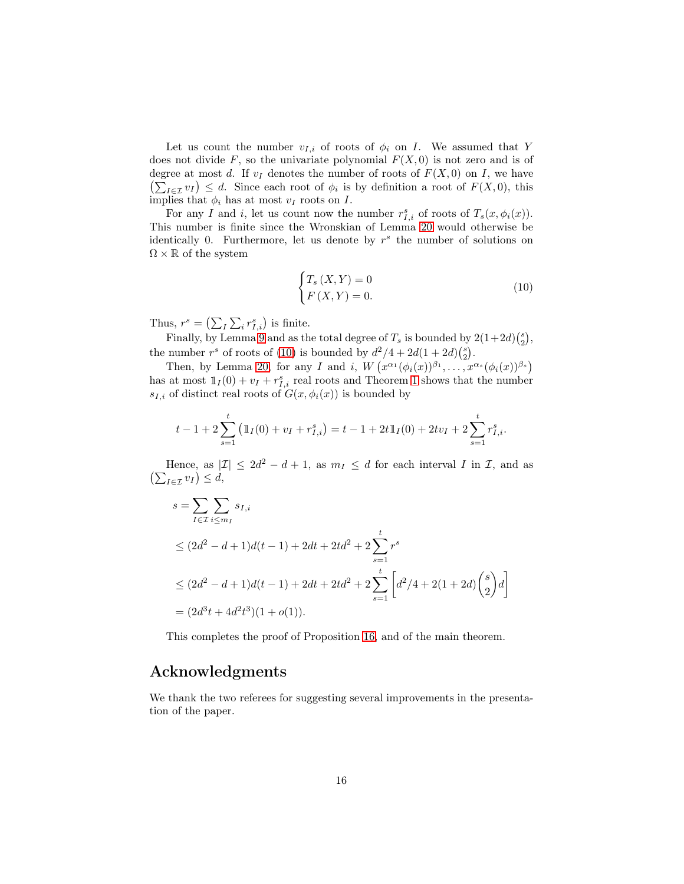Let us count the number $v_{I,i}$ of roots of $\phi_i$ on $I$. We assumed that $Y$ does not divide $F$, so the univariate polynomial $F(X,0)$ is not zero and is of degree at most $d$. If $v_I$ denotes the number of roots of $F(X,0)$ on $I$, we have $\left(\sum_{I\in\mathcal{I}} v_I\right) \leq d$. Since each root of $\phi_i$ is by definition a root of $F(X,0)$, this implies that $\phi_i$ has at most $v_I$ roots on $I$.

For any $I$ and $i$, let us count now the number $r^s_{I,i}$ of roots of $T_s(x,\phi_i(x))$. This number is finite since the Wronskian of Lemma 20 would otherwise be identically 0. Furthermore, let us denote by $r^s$ the number of solutions on $\Omega \times \mathbb{R}$ of the system

$$\begin{cases} T_s\left(X,Y\right) = 0 \\ F\left(X,Y\right) = 0. \end{cases} \tag{10}$$

Thus, $r^s = \left(\sum_I \sum_i r^s_{I,i}\right)$ is finite.

Finally, by Lemma 9 and as the total degree of $T_s$ is bounded by $2(1+2d)\binom{s}{2}$, the number $r^s$ of roots of (10) is bounded by $d^2/4 + 2d(1+2d)\binom{s}{2}$.

Then, by Lemma 20, for any $I$ and $i$, $W\left(x^{\alpha_1}(\phi_i(x))^{\beta_1}, \ldots, x^{\alpha_s}(\phi_i(x))^{\beta_s}\right)$ has at most $\mathbb{1}_I(0) + v_I + r^s_{I,i}$ real roots and Theorem 1 shows that the number $s_{I,i}$ of distinct real roots of $G(x,\phi_i(x))$ is bounded by

$$t - 1 + 2\sum_{s=1}^{t}\left(\mathbb{1}_I(0) + v_I + r^s_{I,i}\right) = t - 1 + 2t\mathbb{1}_I(0) + 2tv_I + 2\sum_{s=1}^{t} r^s_{I,i}.$$

Hence, as $|\mathcal{I}| \leq 2d^2 - d + 1$, as $m_I \leq d$ for each interval $I$ in $\mathcal{I}$, and as $\left(\sum_{I\in\mathcal{I}} v_I\right) \leq d$,

$$\begin{aligned}
s &= \sum_{I\in\mathcal{I}} \sum_{i\leq m_I} s_{I,i} \\
&\leq (2d^2 - d + 1)d(t-1) + 2dt + 2td^2 + 2\sum_{s=1}^{t} r^s \\
&\leq (2d^2 - d + 1)d(t-1) + 2dt + 2td^2 + 2\sum_{s=1}^{t}\left[d^2/4 + 2(1+2d)\binom{s}{2}d\right] \\
&= (2d^3 t + 4d^2 t^3)(1 + o(1)).
\end{aligned}$$

This completes the proof of Proposition 16, and of the main theorem.

## Acknowledgments

We thank the two referees for suggesting several improvements in the presentation of the paper.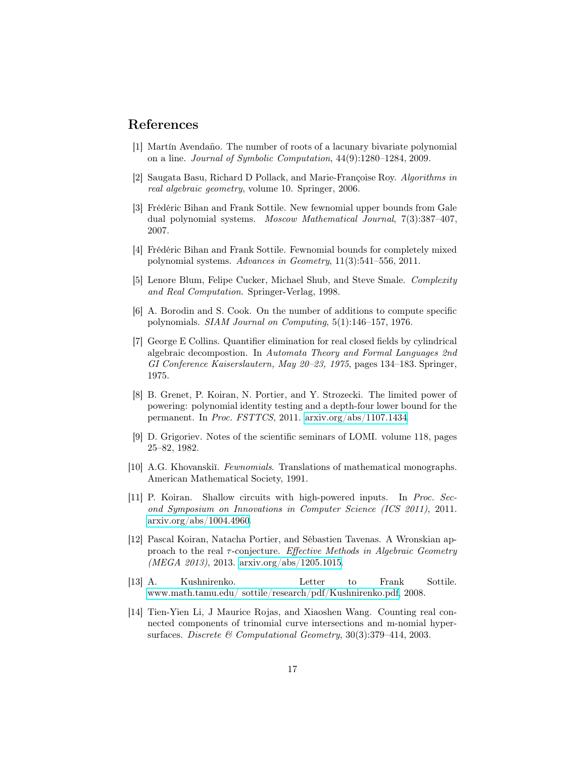## References

[1] Martín Avendaño. The number of roots of a lacunary bivariate polynomial on a line. *Journal of Symbolic Computation*, 44(9):1280–1284, 2009.

[2] Saugata Basu, Richard D Pollack, and Marie-Françoise Roy. *Algorithms in real algebraic geometry*, volume 10. Springer, 2006.

[3] Frédéric Bihan and Frank Sottile. New fewnomial upper bounds from Gale dual polynomial systems. *Moscow Mathematical Journal*, 7(3):387–407, 2007.

[4] Frédéric Bihan and Frank Sottile. Fewnomial bounds for completely mixed polynomial systems. *Advances in Geometry*, 11(3):541–556, 2011.

[5] Lenore Blum, Felipe Cucker, Michael Shub, and Steve Smale. *Complexity and Real Computation*. Springer-Verlag, 1998.

[6] A. Borodin and S. Cook. On the number of additions to compute specific polynomials. *SIAM Journal on Computing*, 5(1):146–157, 1976.

[7] George E Collins. Quantifier elimination for real closed fields by cylindrical algebraic decompostion. In *Automata Theory and Formal Languages 2nd GI Conference Kaiserslautern, May 20–23, 1975*, pages 134–183. Springer, 1975.

[8] B. Grenet, P. Koiran, N. Portier, and Y. Strozecki. The limited power of powering: polynomial identity testing and a depth-four lower bound for the permanent. In *Proc. FSTTCS*, 2011. arxiv.org/abs/1107.1434.

[9] D. Grigoriev. Notes of the scientific seminars of LOMI. volume 118, pages 25–82, 1982.

[10] A.G. Khovanskiĭ. *Fewnomials*. Translations of mathematical monographs. American Mathematical Society, 1991.

[11] P. Koiran. Shallow circuits with high-powered inputs. In *Proc. Second Symposium on Innovations in Computer Science (ICS 2011)*, 2011. arxiv.org/abs/1004.4960.

[12] Pascal Koiran, Natacha Portier, and Sébastien Tavenas. A Wronskian approach to the real $\tau$-conjecture. *Effective Methods in Algebraic Geometry (MEGA 2013)*, 2013. arxiv.org/abs/1205.1015.

[13] A. Kushnirenko. Letter to Frank Sottile. www.math.tamu.edu/ sottile/research/pdf/Kushnirenko.pdf, 2008.

[14] Tien-Yien Li, J Maurice Rojas, and Xiaoshen Wang. Counting real connected components of trinomial curve intersections and m-nomial hypersurfaces. *Discrete & Computational Geometry*, 30(3):379–414, 2003.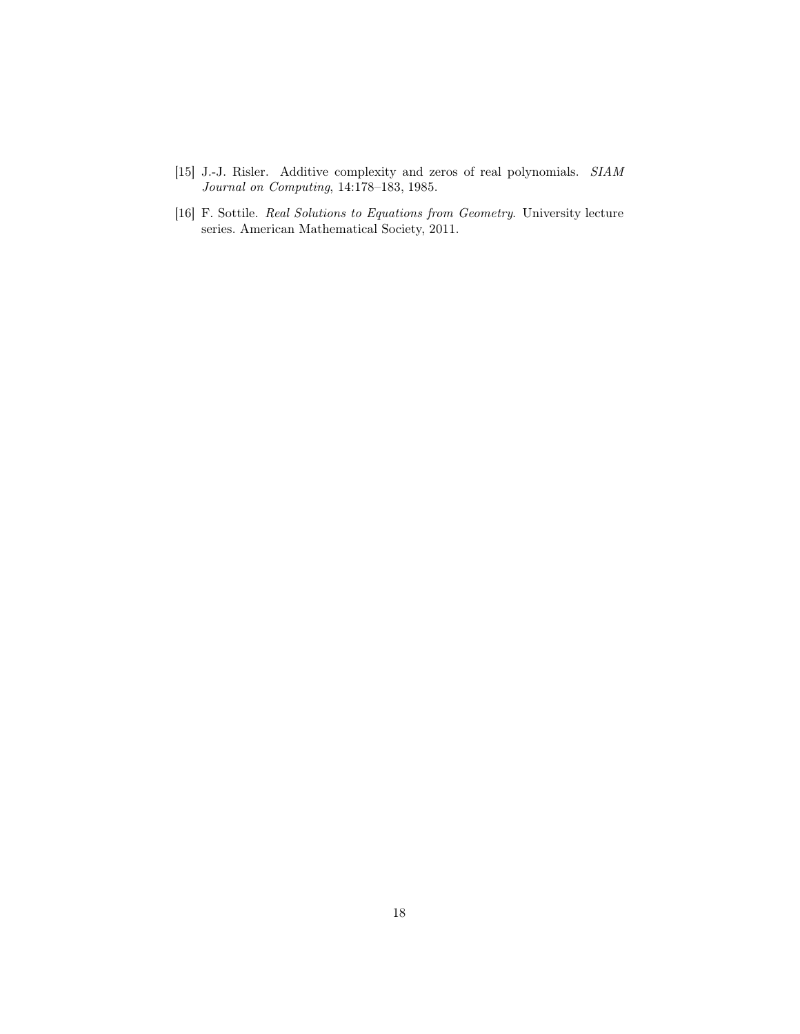[15] J.-J. Risler. Additive complexity and zeros of real polynomials. *SIAM Journal on Computing*, 14:178–183, 1985.

[16] F. Sottile. *Real Solutions to Equations from Geometry*. University lecture series. American Mathematical Society, 2011.